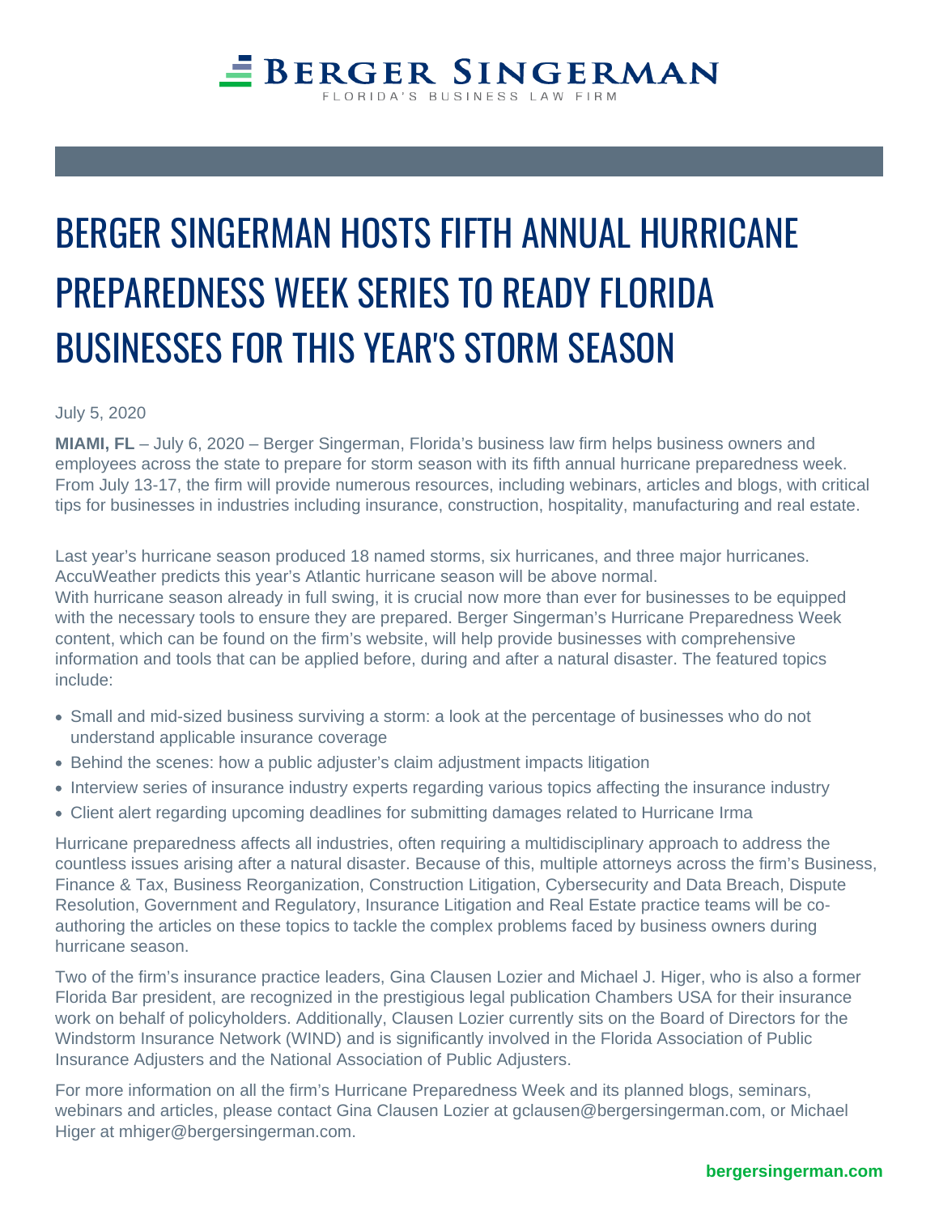# BERGER SINGERMAN HOSTS FIFTH ANNUAL HURRICANE PREPAREDNESS WEEK SERIES TO READY FLORIDA BUSINESSES FOR THIS YEAR'S STORM SEASON

July 5, 2020

**MIAMI, FL** – July 6, 2020 – Berger Singerman, Florida's business law firm helps business owners and employees across the state to prepare for storm season with its fifth annual hurricane preparedness week. From July 13-17, the firm will provide numerous resources, including webinars, articles and blogs, with critical tips for businesses in industries including insurance, construction, hospitality, manufacturing and real estate.

Last year's hurricane season produced 18 named storms, six hurricanes, and three major hurricanes. AccuWeather predicts this year's Atlantic hurricane season will be above normal.
With hurricane season already in full swing, it is crucial now more than ever for businesses to be equipped with the necessary tools to ensure they are prepared. Berger Singerman's Hurricane Preparedness Week content, which can be found on the firm's website, will help provide businesses with comprehensive information and tools that can be applied before, during and after a natural disaster. The featured topics include:

- Small and mid-sized business surviving a storm: a look at the percentage of businesses who do not understand applicable insurance coverage
- Behind the scenes: how a public adjuster's claim adjustment impacts litigation
- Interview series of insurance industry experts regarding various topics affecting the insurance industry
- Client alert regarding upcoming deadlines for submitting damages related to Hurricane Irma

Hurricane preparedness affects all industries, often requiring a multidisciplinary approach to address the countless issues arising after a natural disaster. Because of this, multiple attorneys across the firm's Business, Finance & Tax, Business Reorganization, Construction Litigation, Cybersecurity and Data Breach, Dispute Resolution, Government and Regulatory, Insurance Litigation and Real Estate practice teams will be co-authoring the articles on these topics to tackle the complex problems faced by business owners during hurricane season.

Two of the firm's insurance practice leaders, Gina Clausen Lozier and Michael J. Higer, who is also a former Florida Bar president, are recognized in the prestigious legal publication Chambers USA for their insurance work on behalf of policyholders. Additionally, Clausen Lozier currently sits on the Board of Directors for the Windstorm Insurance Network (WIND) and is significantly involved in the Florida Association of Public Insurance Adjusters and the National Association of Public Adjusters.

For more information on all the firm's Hurricane Preparedness Week and its planned blogs, seminars, webinars and articles, please contact Gina Clausen Lozier at gclausen@bergersingerman.com, or Michael Higer at mhiger@bergersingerman.com.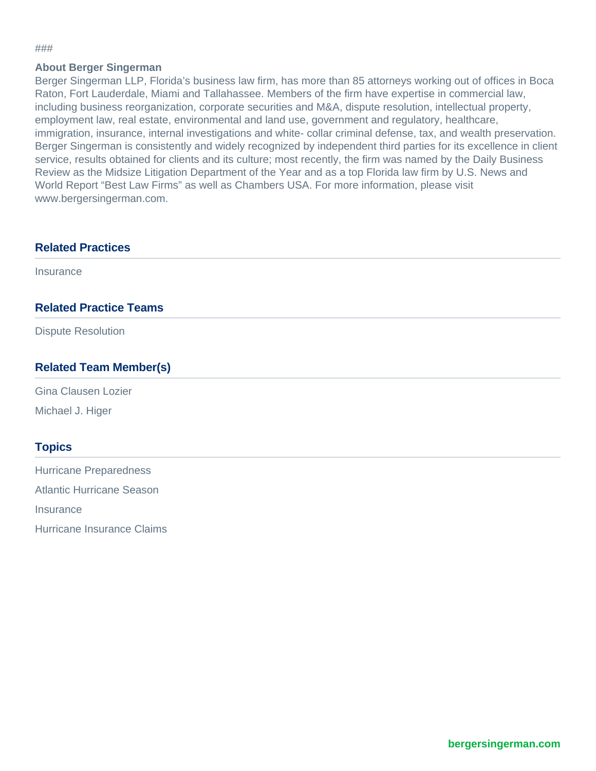###

**About Berger Singerman**

Berger Singerman LLP, Florida's business law firm, has more than 85 attorneys working out of offices in Boca Raton, Fort Lauderdale, Miami and Tallahassee. Members of the firm have expertise in commercial law, including business reorganization, corporate securities and M&A, dispute resolution, intellectual property, employment law, real estate, environmental and land use, government and regulatory, healthcare, immigration, insurance, internal investigations and white- collar criminal defense, tax, and wealth preservation. Berger Singerman is consistently and widely recognized by independent third parties for its excellence in client service, results obtained for clients and its culture; most recently, the firm was named by the Daily Business Review as the Midsize Litigation Department of the Year and as a top Florida law firm by U.S. News and World Report "Best Law Firms" as well as Chambers USA. For more information, please visit www.bergersingerman.com.

## Related Practices

Insurance

## Related Practice Teams

Dispute Resolution

## Related Team Member(s)

Gina Clausen Lozier

Michael J. Higer

## Topics

Hurricane Preparedness

Atlantic Hurricane Season

Insurance

Hurricane Insurance Claims